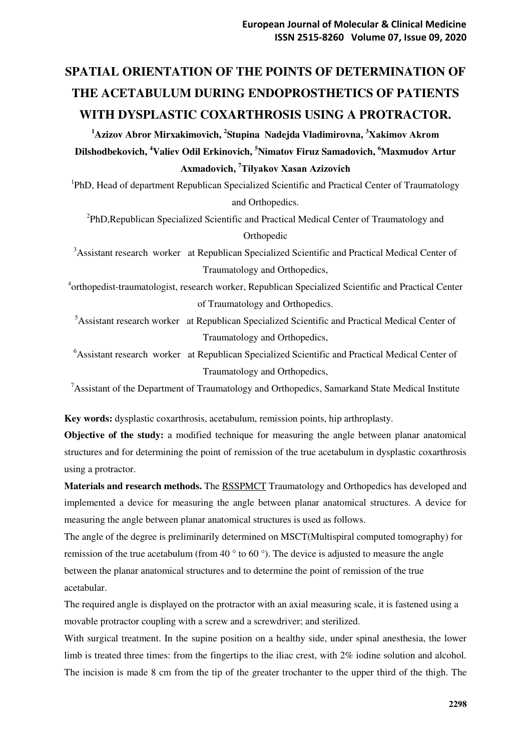# SPATIAL ORIENTATION OF THE POINTS OF DETERMINATION OF THE ACETABULUM DURING ENDOPROSTHETICS OF PATIENTS WITH DYSPLASTIC COXARTHROSIS USING A PROTRACTOR.

**[1]Azizov Abror Mirxakimovich, [2]Stupina Nadejda Vladimirovna, [3]Xakimov Akrom Dilshodbekovich, [4]Valiev Odil Erkinovich, [5]Nimatov Firuz Samadovich, [6]Maxmudov Artur Axmadovich, [7]Tilyakov Xasan Azizovich**

[1]PhD, Head of department Republican Specialized Scientific and Practical Center of Traumatology and Orthopedics.

[2]PhD,Republican Specialized Scientific and Practical Medical Center of Traumatology and Orthopedic

[3]Assistant research worker at Republican Specialized Scientific and Practical Medical Center of Traumatology and Orthopedics,

[4]orthopedist-traumatologist, research worker, Republican Specialized Scientific and Practical Center of Traumatology and Orthopedics.

[5]Assistant research worker at Republican Specialized Scientific and Practical Medical Center of Traumatology and Orthopedics,

[6]Assistant research worker at Republican Specialized Scientific and Practical Medical Center of Traumatology and Orthopedics,

[7]Assistant of the Department of Traumatology and Orthopedics, Samarkand State Medical Institute

**Key words:** dysplastic coxarthrosis, acetabulum, remission points, hip arthroplasty.

**Objective of the study:** a modified technique for measuring the angle between planar anatomical structures and for determining the point of remission of the true acetabulum in dysplastic coxarthrosis using a protractor.

**Materials and research methods.** The RSSPMCT Traumatology and Orthopedics has developed and implemented a device for measuring the angle between planar anatomical structures. A device for measuring the angle between planar anatomical structures is used as follows.

The angle of the degree is preliminarily determined on MSCT(Multispiral computed tomography) for remission of the true acetabulum (from 40 ° to 60 °). The device is adjusted to measure the angle between the planar anatomical structures and to determine the point of remission of the true acetabular.

The required angle is displayed on the protractor with an axial measuring scale, it is fastened using a movable protractor coupling with a screw and a screwdriver; and sterilized.

With surgical treatment. In the supine position on a healthy side, under spinal anesthesia, the lower limb is treated three times: from the fingertips to the iliac crest, with 2% iodine solution and alcohol. The incision is made 8 cm from the tip of the greater trochanter to the upper third of the thigh. The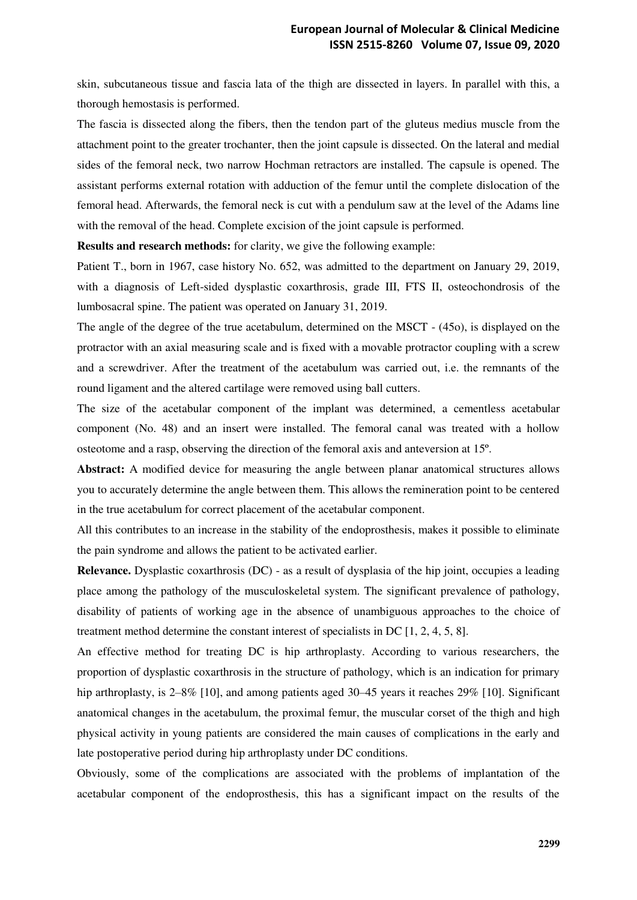skin, subcutaneous tissue and fascia lata of the thigh are dissected in layers. In parallel with this, a thorough hemostasis is performed.

The fascia is dissected along the fibers, then the tendon part of the gluteus medius muscle from the attachment point to the greater trochanter, then the joint capsule is dissected. On the lateral and medial sides of the femoral neck, two narrow Hochman retractors are installed. The capsule is opened. The assistant performs external rotation with adduction of the femur until the complete dislocation of the femoral head. Afterwards, the femoral neck is cut with a pendulum saw at the level of the Adams line with the removal of the head. Complete excision of the joint capsule is performed.

**Results and research methods:** for clarity, we give the following example:

Patient T., born in 1967, case history No. 652, was admitted to the department on January 29, 2019, with a diagnosis of Left-sided dysplastic coxarthrosis, grade III, FTS II, osteochondrosis of the lumbosacral spine. The patient was operated on January 31, 2019.

The angle of the degree of the true acetabulum, determined on the MSCT - (45o), is displayed on the protractor with an axial measuring scale and is fixed with a movable protractor coupling with a screw and a screwdriver. After the treatment of the acetabulum was carried out, i.e. the remnants of the round ligament and the altered cartilage were removed using ball cutters.

The size of the acetabular component of the implant was determined, a cementless acetabular component (No. 48) and an insert were installed. The femoral canal was treated with a hollow osteotome and a rasp, observing the direction of the femoral axis and anteversion at 15º.

**Abstract:** A modified device for measuring the angle between planar anatomical structures allows you to accurately determine the angle between them. This allows the remineration point to be centered in the true acetabulum for correct placement of the acetabular component.

All this contributes to an increase in the stability of the endoprosthesis, makes it possible to eliminate the pain syndrome and allows the patient to be activated earlier.

**Relevance.** Dysplastic coxarthrosis (DC) - as a result of dysplasia of the hip joint, occupies a leading place among the pathology of the musculoskeletal system. The significant prevalence of pathology, disability of patients of working age in the absence of unambiguous approaches to the choice of treatment method determine the constant interest of specialists in DC [1, 2, 4, 5, 8].

An effective method for treating DC is hip arthroplasty. According to various researchers, the proportion of dysplastic coxarthrosis in the structure of pathology, which is an indication for primary hip arthroplasty, is 2–8% [10], and among patients aged 30–45 years it reaches 29% [10]. Significant anatomical changes in the acetabulum, the proximal femur, the muscular corset of the thigh and high physical activity in young patients are considered the main causes of complications in the early and late postoperative period during hip arthroplasty under DC conditions.

Obviously, some of the complications are associated with the problems of implantation of the acetabular component of the endoprosthesis, this has a significant impact on the results of the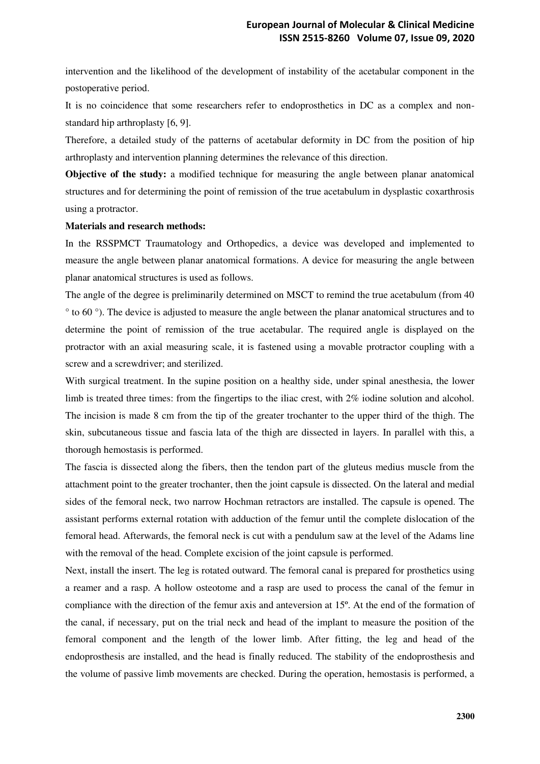intervention and the likelihood of the development of instability of the acetabular component in the postoperative period.

It is no coincidence that some researchers refer to endoprosthetics in DC as a complex and non-standard hip arthroplasty [6, 9].

Therefore, a detailed study of the patterns of acetabular deformity in DC from the position of hip arthroplasty and intervention planning determines the relevance of this direction.

**Objective of the study:** a modified technique for measuring the angle between planar anatomical structures and for determining the point of remission of the true acetabulum in dysplastic coxarthrosis using a protractor.

**Materials and research methods:**

In the RSSPMCT Traumatology and Orthopedics, a device was developed and implemented to measure the angle between planar anatomical formations. A device for measuring the angle between planar anatomical structures is used as follows.

The angle of the degree is preliminarily determined on MSCT to remind the true acetabulum (from 40 ° to 60 °). The device is adjusted to measure the angle between the planar anatomical structures and to determine the point of remission of the true acetabular. The required angle is displayed on the protractor with an axial measuring scale, it is fastened using a movable protractor coupling with a screw and a screwdriver; and sterilized.

With surgical treatment. In the supine position on a healthy side, under spinal anesthesia, the lower limb is treated three times: from the fingertips to the iliac crest, with 2% iodine solution and alcohol. The incision is made 8 cm from the tip of the greater trochanter to the upper third of the thigh. The skin, subcutaneous tissue and fascia lata of the thigh are dissected in layers. In parallel with this, a thorough hemostasis is performed.

The fascia is dissected along the fibers, then the tendon part of the gluteus medius muscle from the attachment point to the greater trochanter, then the joint capsule is dissected. On the lateral and medial sides of the femoral neck, two narrow Hochman retractors are installed. The capsule is opened. The assistant performs external rotation with adduction of the femur until the complete dislocation of the femoral head. Afterwards, the femoral neck is cut with a pendulum saw at the level of the Adams line with the removal of the head. Complete excision of the joint capsule is performed.

Next, install the insert. The leg is rotated outward. The femoral canal is prepared for prosthetics using a reamer and a rasp. A hollow osteotome and a rasp are used to process the canal of the femur in compliance with the direction of the femur axis and anteversion at 15º. At the end of the formation of the canal, if necessary, put on the trial neck and head of the implant to measure the position of the femoral component and the length of the lower limb. After fitting, the leg and head of the endoprosthesis are installed, and the head is finally reduced. The stability of the endoprosthesis and the volume of passive limb movements are checked. During the operation, hemostasis is performed, a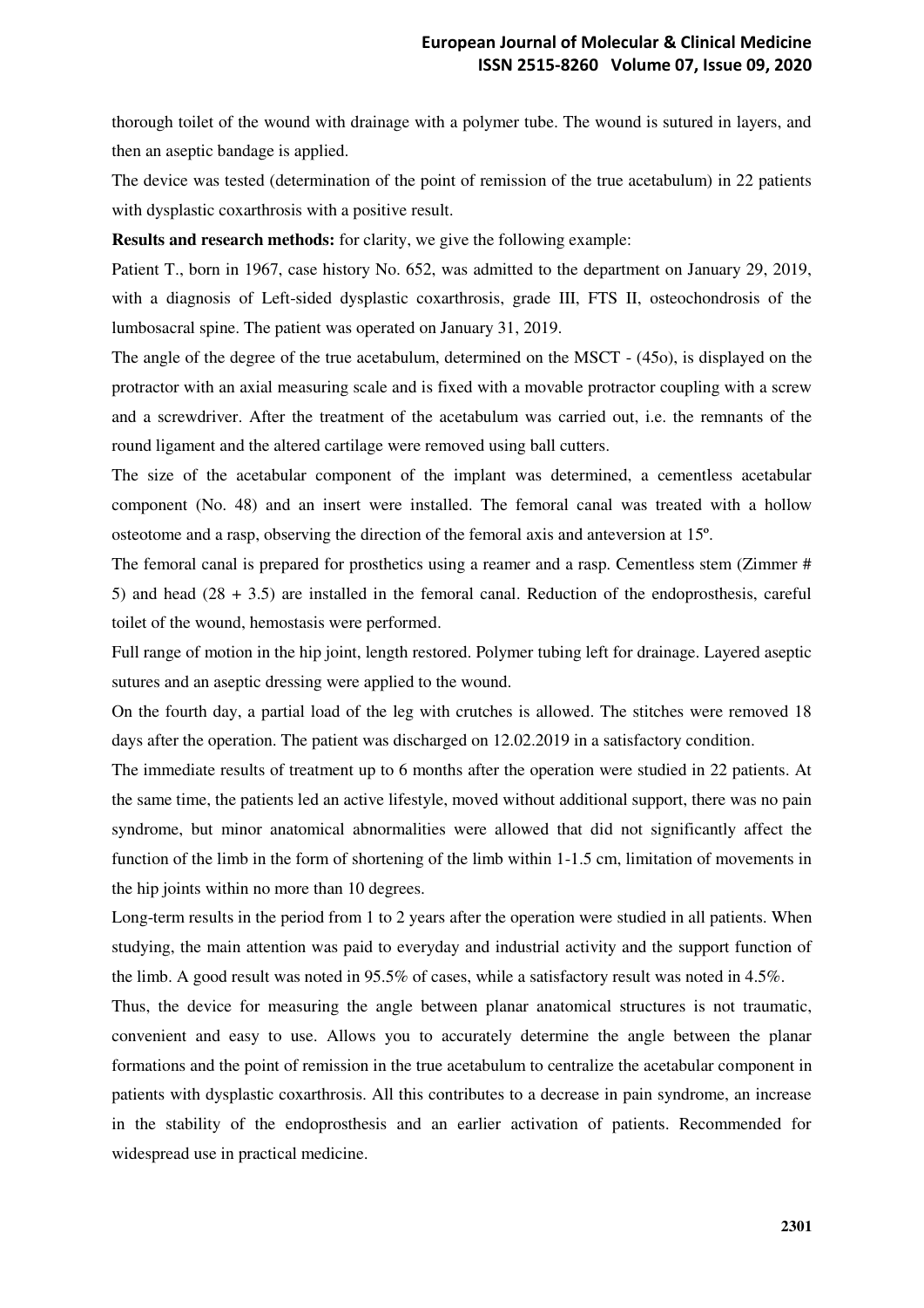thorough toilet of the wound with drainage with a polymer tube. The wound is sutured in layers, and then an aseptic bandage is applied.

The device was tested (determination of the point of remission of the true acetabulum) in 22 patients with dysplastic coxarthrosis with a positive result.

**Results and research methods:** for clarity, we give the following example:

Patient T., born in 1967, case history No. 652, was admitted to the department on January 29, 2019, with a diagnosis of Left-sided dysplastic coxarthrosis, grade III, FTS II, osteochondrosis of the lumbosacral spine. The patient was operated on January 31, 2019.

The angle of the degree of the true acetabulum, determined on the MSCT - (45o), is displayed on the protractor with an axial measuring scale and is fixed with a movable protractor coupling with a screw and a screwdriver. After the treatment of the acetabulum was carried out, i.e. the remnants of the round ligament and the altered cartilage were removed using ball cutters.

The size of the acetabular component of the implant was determined, a cementless acetabular component (No. 48) and an insert were installed. The femoral canal was treated with a hollow osteotome and a rasp, observing the direction of the femoral axis and anteversion at 15º.

The femoral canal is prepared for prosthetics using a reamer and a rasp. Cementless stem (Zimmer # 5) and head (28 + 3.5) are installed in the femoral canal. Reduction of the endoprosthesis, careful toilet of the wound, hemostasis were performed.

Full range of motion in the hip joint, length restored. Polymer tubing left for drainage. Layered aseptic sutures and an aseptic dressing were applied to the wound.

On the fourth day, a partial load of the leg with crutches is allowed. The stitches were removed 18 days after the operation. The patient was discharged on 12.02.2019 in a satisfactory condition.

The immediate results of treatment up to 6 months after the operation were studied in 22 patients. At the same time, the patients led an active lifestyle, moved without additional support, there was no pain syndrome, but minor anatomical abnormalities were allowed that did not significantly affect the function of the limb in the form of shortening of the limb within 1-1.5 cm, limitation of movements in the hip joints within no more than 10 degrees.

Long-term results in the period from 1 to 2 years after the operation were studied in all patients. When studying, the main attention was paid to everyday and industrial activity and the support function of the limb. A good result was noted in 95.5% of cases, while a satisfactory result was noted in 4.5%.

Thus, the device for measuring the angle between planar anatomical structures is not traumatic, convenient and easy to use. Allows you to accurately determine the angle between the planar formations and the point of remission in the true acetabulum to centralize the acetabular component in patients with dysplastic coxarthrosis. All this contributes to a decrease in pain syndrome, an increase in the stability of the endoprosthesis and an earlier activation of patients. Recommended for widespread use in practical medicine.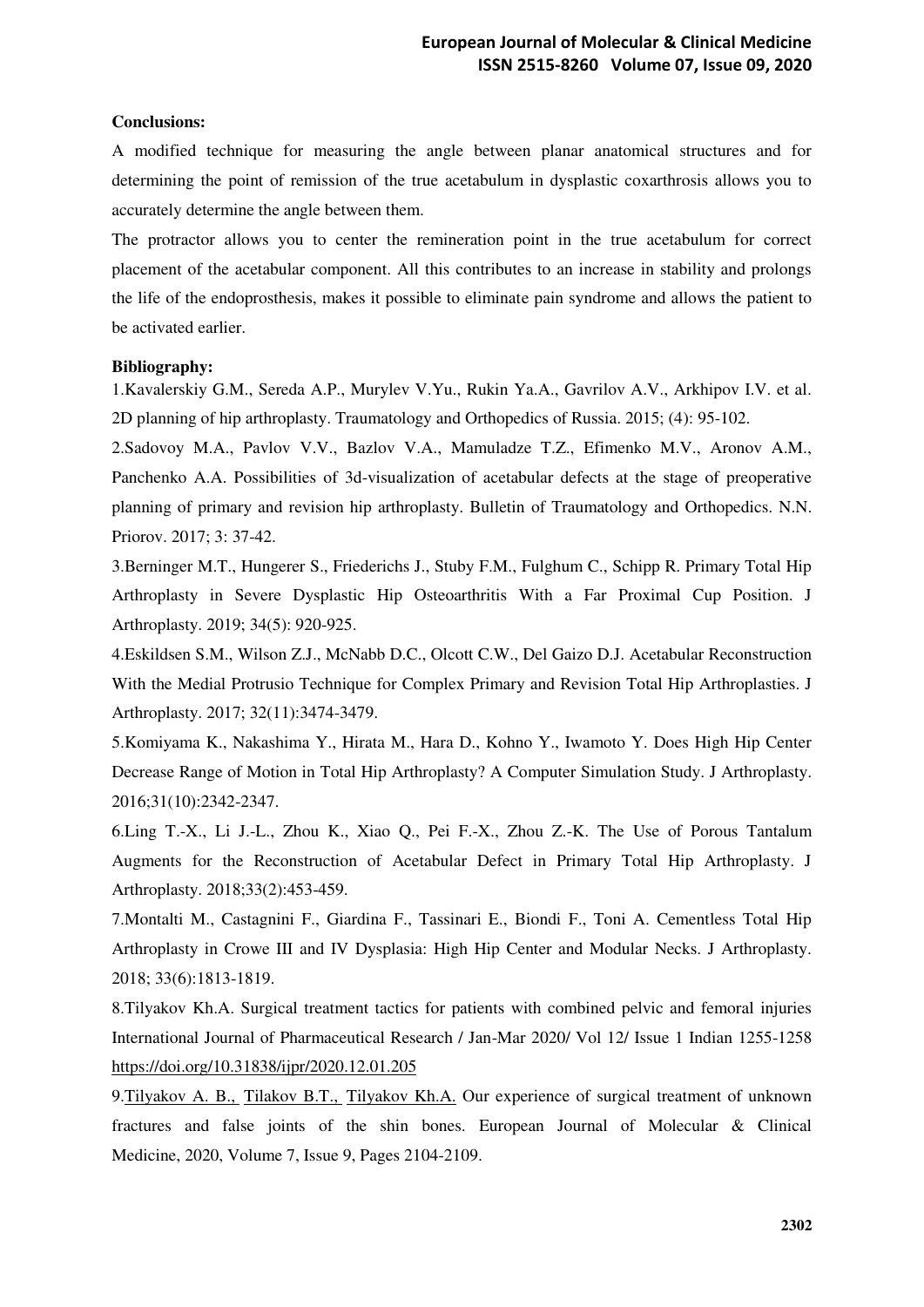**Conclusions:**

A modified technique for measuring the angle between planar anatomical structures and for determining the point of remission of the true acetabulum in dysplastic coxarthrosis allows you to accurately determine the angle between them.

The protractor allows you to center the remineration point in the true acetabulum for correct placement of the acetabular component. All this contributes to an increase in stability and prolongs the life of the endoprosthesis, makes it possible to eliminate pain syndrome and allows the patient to be activated earlier.

**Bibliography:**

1.Kavalerskiy G.M., Sereda A.P., Murylev V.Yu., Rukin Ya.A., Gavrilov A.V., Arkhipov I.V. et al. 2D planning of hip arthroplasty. Traumatology and Orthopedics of Russia. 2015; (4): 95-102.

2.Sadovoy M.A., Pavlov V.V., Bazlov V.A., Mamuladze T.Z., Efimenko M.V., Aronov A.M., Panchenko A.A. Possibilities of 3d-visualization of acetabular defects at the stage of preoperative planning of primary and revision hip arthroplasty. Bulletin of Traumatology and Orthopedics. N.N. Priorov. 2017; 3: 37-42.

3.Berninger M.T., Hungerer S., Friederichs J., Stuby F.M., Fulghum C., Schipp R. Primary Total Hip Arthroplasty in Severe Dysplastic Hip Osteoarthritis With a Far Proximal Cup Position. J Arthroplasty. 2019; 34(5): 920-925.

4.Eskildsen S.M., Wilson Z.J., McNabb D.C., Olcott C.W., Del Gaizo D.J. Acetabular Reconstruction With the Medial Protrusio Technique for Complex Primary and Revision Total Hip Arthroplasties. J Arthroplasty. 2017; 32(11):3474-3479.

5.Komiyama K., Nakashima Y., Hirata M., Hara D., Kohno Y., Iwamoto Y. Does High Hip Center Decrease Range of Motion in Total Hip Arthroplasty? A Computer Simulation Study. J Arthroplasty. 2016;31(10):2342-2347.

6.Ling T.-X., Li J.-L., Zhou K., Xiao Q., Pei F.-X., Zhou Z.-K. The Use of Porous Tantalum Augments for the Reconstruction of Acetabular Defect in Primary Total Hip Arthroplasty. J Arthroplasty. 2018;33(2):453-459.

7.Montalti M., Castagnini F., Giardina F., Tassinari E., Biondi F., Toni A. Cementless Total Hip Arthroplasty in Crowe III and IV Dysplasia: High Hip Center and Modular Necks. J Arthroplasty. 2018; 33(6):1813-1819.

8.Tilyakov Kh.A. Surgical treatment tactics for patients with combined pelvic and femoral injuries International Journal of Pharmaceutical Research / Jan-Mar 2020/ Vol 12/ Issue 1 Indian 1255-1258 https://doi.org/10.31838/ijpr/2020.12.01.205

9.Tilyakov A. B., Tilakov B.T., Tilyakov Kh.A. Our experience of surgical treatment of unknown fractures and false joints of the shin bones. European Journal of Molecular & Clinical Medicine, 2020, Volume 7, Issue 9, Pages 2104-2109.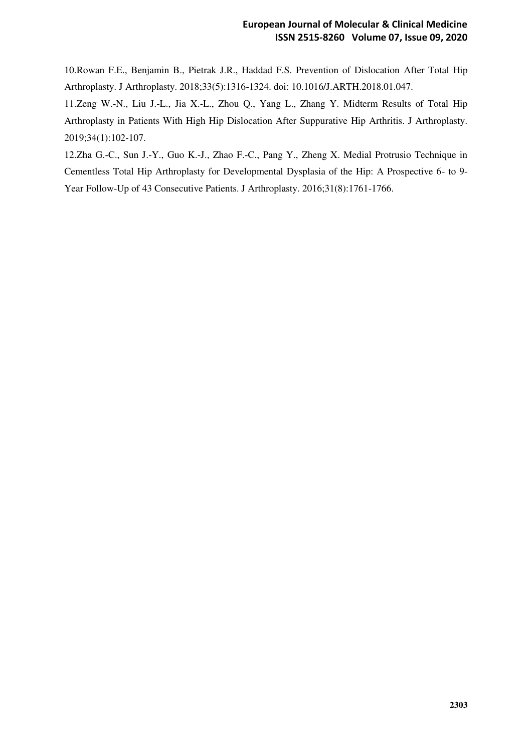10.Rowan F.E., Benjamin B., Pietrak J.R., Haddad F.S. Prevention of Dislocation After Total Hip Arthroplasty. J Arthroplasty. 2018;33(5):1316-1324. doi: 10.1016/J.ARTH.2018.01.047.

11.Zeng W.-N., Liu J.-L., Jia X.-L., Zhou Q., Yang L., Zhang Y. Midterm Results of Total Hip Arthroplasty in Patients With High Hip Dislocation After Suppurative Hip Arthritis. J Arthroplasty. 2019;34(1):102-107.

12.Zha G.-C., Sun J.-Y., Guo K.-J., Zhao F.-C., Pang Y., Zheng X. Medial Protrusio Technique in Cementless Total Hip Arthroplasty for Developmental Dysplasia of the Hip: A Prospective 6- to 9-Year Follow-Up of 43 Consecutive Patients. J Arthroplasty. 2016;31(8):1761-1766.